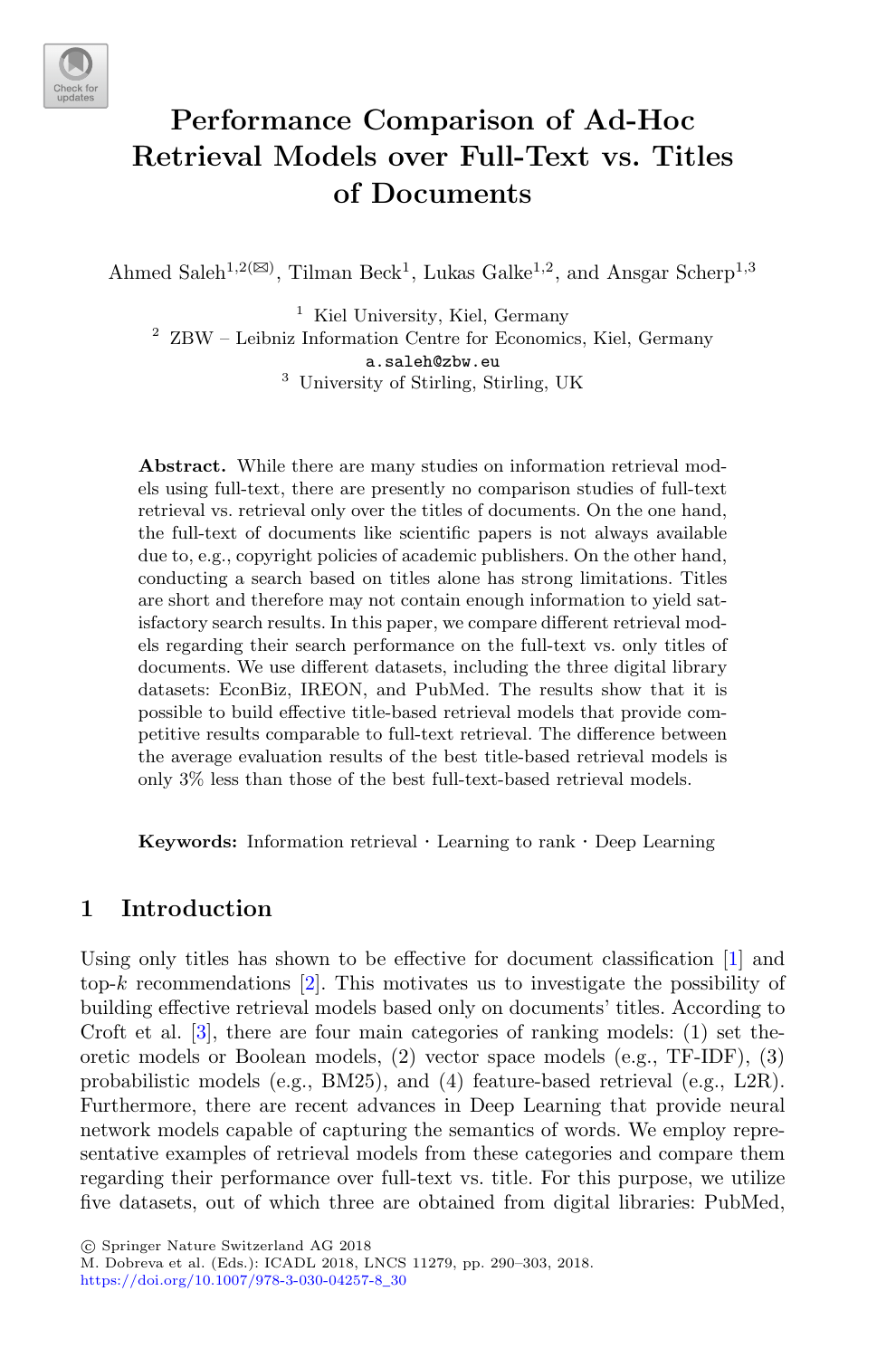# Performance Comparison of Ad-Hoc Retrieval Models over Full-Text vs. Titles of Documents

Ahmed Saleh[1,2](✉), Tilman Beck[1], Lukas Galke[1,2], and Ansgar Scherp[1,3]

[1] Kiel University, Kiel, Germany
[2] ZBW – Leibniz Information Centre for Economics, Kiel, Germany
a.saleh@zbw.eu
[3] University of Stirling, Stirling, UK

**Abstract.** While there are many studies on information retrieval models using full-text, there are presently no comparison studies of full-text retrieval vs. retrieval only over the titles of documents. On the one hand, the full-text of documents like scientific papers is not always available due to, e.g., copyright policies of academic publishers. On the other hand, conducting a search based on titles alone has strong limitations. Titles are short and therefore may not contain enough information to yield satisfactory search results. In this paper, we compare different retrieval models regarding their search performance on the full-text vs. only titles of documents. We use different datasets, including the three digital library datasets: EconBiz, IREON, and PubMed. The results show that it is possible to build effective title-based retrieval models that provide competitive results comparable to full-text retrieval. The difference between the average evaluation results of the best title-based retrieval models is only 3% less than those of the best full-text-based retrieval models.

**Keywords:** Information retrieval · Learning to rank · Deep Learning

## 1 Introduction

Using only titles has shown to be effective for document classification [1] and top-$k$ recommendations [2]. This motivates us to investigate the possibility of building effective retrieval models based only on documents' titles. According to Croft et al. [3], there are four main categories of ranking models: (1) set theoretic models or Boolean models, (2) vector space models (e.g., TF-IDF), (3) probabilistic models (e.g., BM25), and (4) feature-based retrieval (e.g., L2R). Furthermore, there are recent advances in Deep Learning that provide neural network models capable of capturing the semantics of words. We employ representative examples of retrieval models from these categories and compare them regarding their performance over full-text vs. title. For this purpose, we utilize five datasets, out of which three are obtained from digital libraries: PubMed,

© Springer Nature Switzerland AG 2018
M. Dobreva et al. (Eds.): ICADL 2018, LNCS 11279, pp. 290–303, 2018.
https://doi.org/10.1007/978-3-030-04257-8_30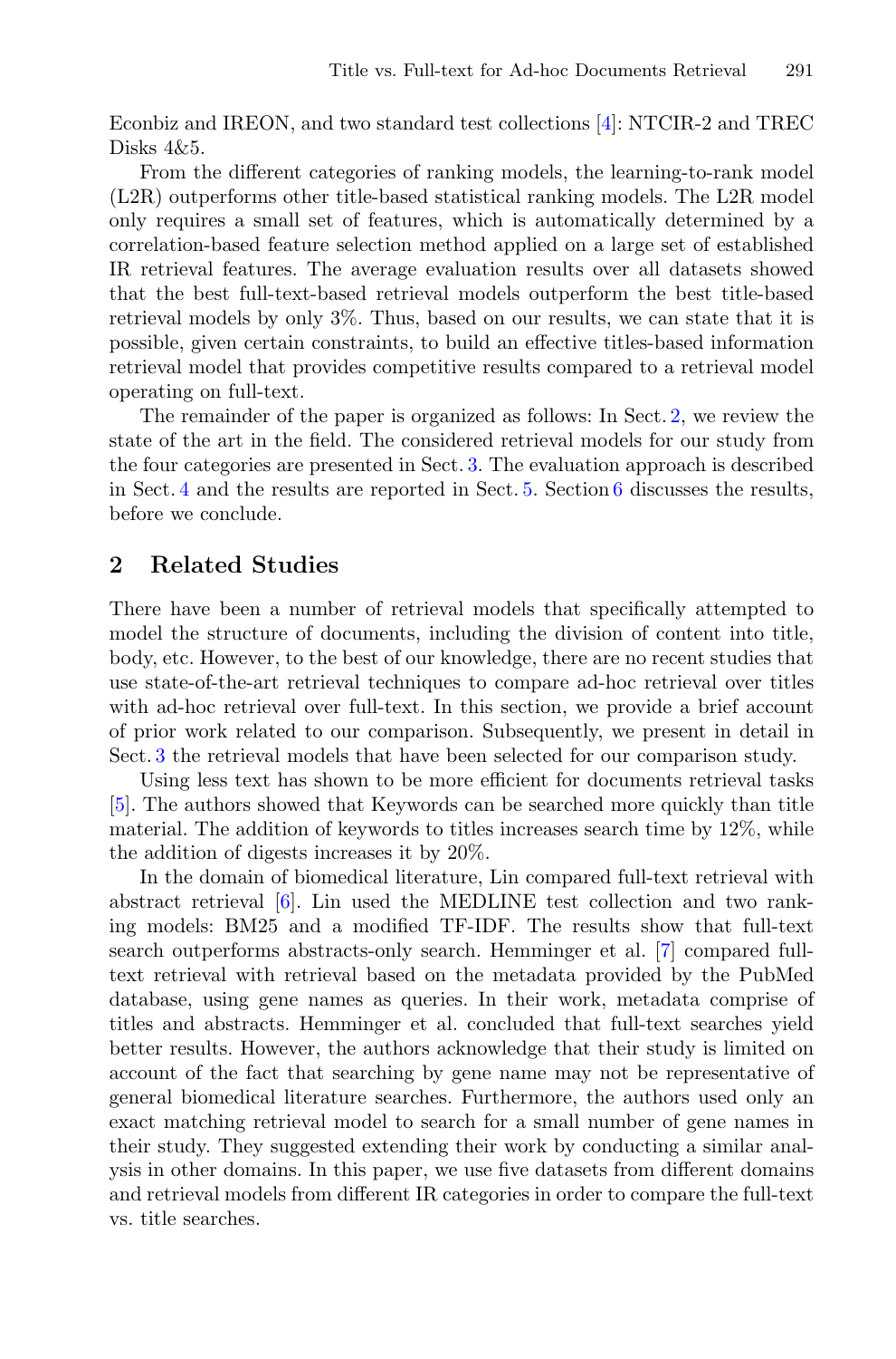Econbiz and IREON, and two standard test collections [4]: NTCIR-2 and TREC Disks 4&5.

From the different categories of ranking models, the learning-to-rank model (L2R) outperforms other title-based statistical ranking models. The L2R model only requires a small set of features, which is automatically determined by a correlation-based feature selection method applied on a large set of established IR retrieval features. The average evaluation results over all datasets showed that the best full-text-based retrieval models outperform the best title-based retrieval models by only 3%. Thus, based on our results, we can state that it is possible, given certain constraints, to build an effective titles-based information retrieval model that provides competitive results compared to a retrieval model operating on full-text.

The remainder of the paper is organized as follows: In Sect. 2, we review the state of the art in the field. The considered retrieval models for our study from the four categories are presented in Sect. 3. The evaluation approach is described in Sect. 4 and the results are reported in Sect. 5. Section 6 discusses the results, before we conclude.

## 2 Related Studies

There have been a number of retrieval models that specifically attempted to model the structure of documents, including the division of content into title, body, etc. However, to the best of our knowledge, there are no recent studies that use state-of-the-art retrieval techniques to compare ad-hoc retrieval over titles with ad-hoc retrieval over full-text. In this section, we provide a brief account of prior work related to our comparison. Subsequently, we present in detail in Sect. 3 the retrieval models that have been selected for our comparison study.

Using less text has shown to be more efficient for documents retrieval tasks [5]. The authors showed that Keywords can be searched more quickly than title material. The addition of keywords to titles increases search time by 12%, while the addition of digests increases it by 20%.

In the domain of biomedical literature, Lin compared full-text retrieval with abstract retrieval [6]. Lin used the MEDLINE test collection and two ranking models: BM25 and a modified TF-IDF. The results show that full-text search outperforms abstracts-only search. Hemminger et al. [7] compared full-text retrieval with retrieval based on the metadata provided by the PubMed database, using gene names as queries. In their work, metadata comprise of titles and abstracts. Hemminger et al. concluded that full-text searches yield better results. However, the authors acknowledge that their study is limited on account of the fact that searching by gene name may not be representative of general biomedical literature searches. Furthermore, the authors used only an exact matching retrieval model to search for a small number of gene names in their study. They suggested extending their work by conducting a similar analysis in other domains. In this paper, we use five datasets from different domains and retrieval models from different IR categories in order to compare the full-text vs. title searches.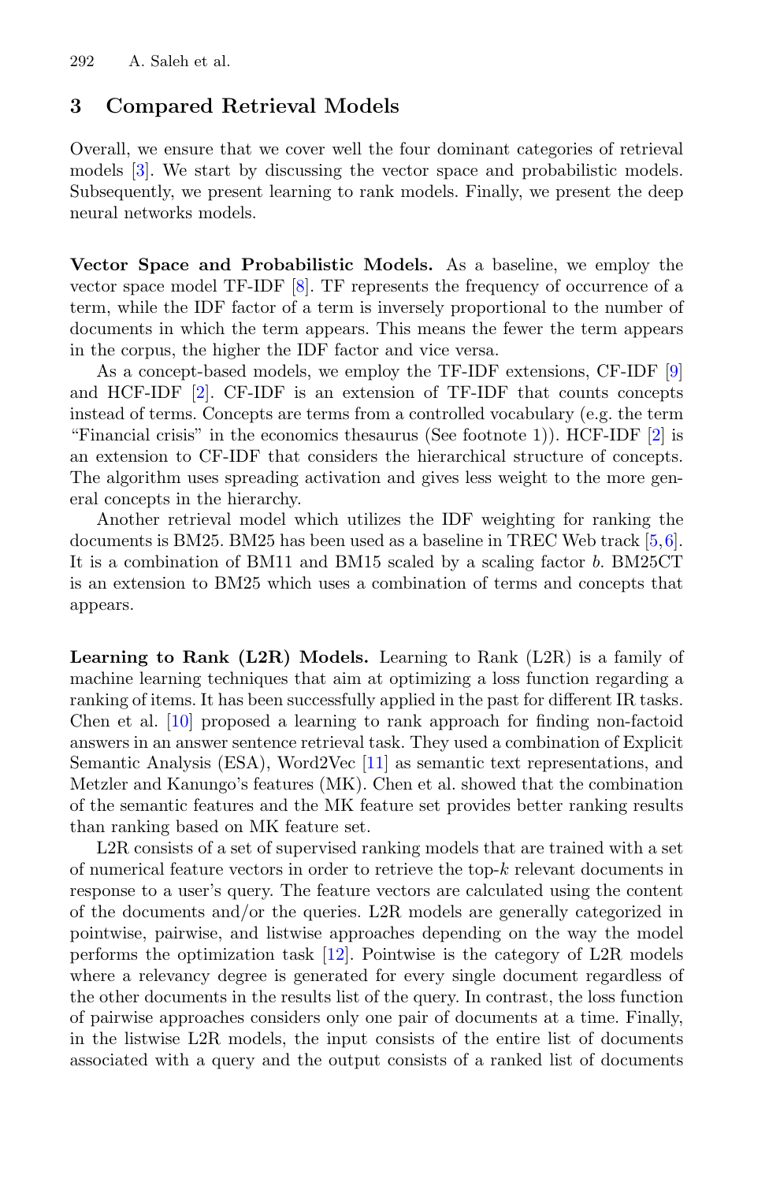## 3 Compared Retrieval Models

Overall, we ensure that we cover well the four dominant categories of retrieval models [3]. We start by discussing the vector space and probabilistic models. Subsequently, we present learning to rank models. Finally, we present the deep neural networks models.

**Vector Space and Probabilistic Models.** As a baseline, we employ the vector space model TF-IDF [8]. TF represents the frequency of occurrence of a term, while the IDF factor of a term is inversely proportional to the number of documents in which the term appears. This means the fewer the term appears in the corpus, the higher the IDF factor and vice versa.

As a concept-based models, we employ the TF-IDF extensions, CF-IDF [9] and HCF-IDF [2]. CF-IDF is an extension of TF-IDF that counts concepts instead of terms. Concepts are terms from a controlled vocabulary (e.g. the term "Financial crisis" in the economics thesaurus (See footnote 1)). HCF-IDF [2] is an extension to CF-IDF that considers the hierarchical structure of concepts. The algorithm uses spreading activation and gives less weight to the more general concepts in the hierarchy.

Another retrieval model which utilizes the IDF weighting for ranking the documents is BM25. BM25 has been used as a baseline in TREC Web track [5,6]. It is a combination of BM11 and BM15 scaled by a scaling factor $b$. BM25CT is an extension to BM25 which uses a combination of terms and concepts that appears.

**Learning to Rank (L2R) Models.** Learning to Rank (L2R) is a family of machine learning techniques that aim at optimizing a loss function regarding a ranking of items. It has been successfully applied in the past for different IR tasks. Chen et al. [10] proposed a learning to rank approach for finding non-factoid answers in an answer sentence retrieval task. They used a combination of Explicit Semantic Analysis (ESA), Word2Vec [11] as semantic text representations, and Metzler and Kanungo's features (MK). Chen et al. showed that the combination of the semantic features and the MK feature set provides better ranking results than ranking based on MK feature set.

L2R consists of a set of supervised ranking models that are trained with a set of numerical feature vectors in order to retrieve the top-$k$ relevant documents in response to a user's query. The feature vectors are calculated using the content of the documents and/or the queries. L2R models are generally categorized in pointwise, pairwise, and listwise approaches depending on the way the model performs the optimization task [12]. Pointwise is the category of L2R models where a relevancy degree is generated for every single document regardless of the other documents in the results list of the query. In contrast, the loss function of pairwise approaches considers only one pair of documents at a time. Finally, in the listwise L2R models, the input consists of the entire list of documents associated with a query and the output consists of a ranked list of documents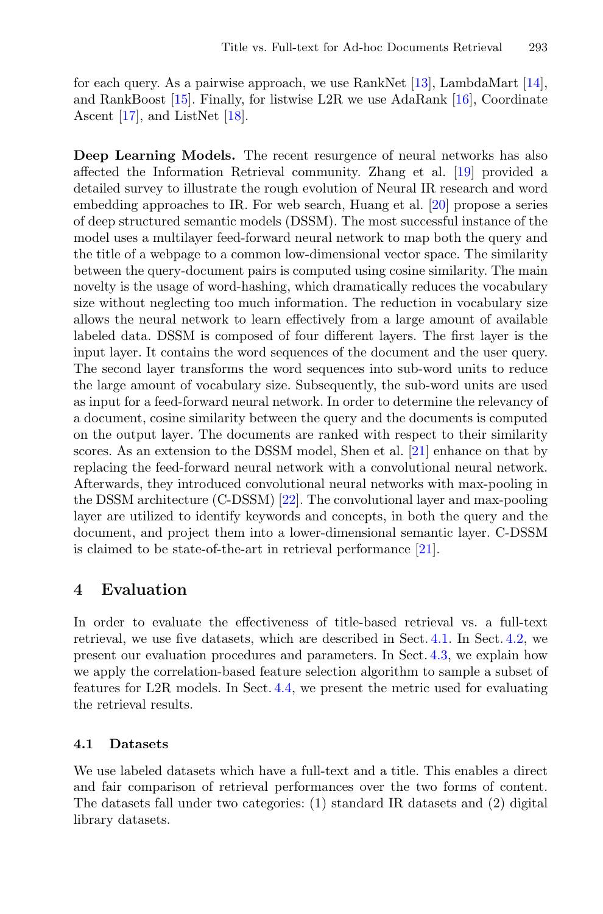for each query. As a pairwise approach, we use RankNet [13], LambdaMart [14], and RankBoost [15]. Finally, for listwise L2R we use AdaRank [16], Coordinate Ascent [17], and ListNet [18].

**Deep Learning Models.** The recent resurgence of neural networks has also affected the Information Retrieval community. Zhang et al. [19] provided a detailed survey to illustrate the rough evolution of Neural IR research and word embedding approaches to IR. For web search, Huang et al. [20] propose a series of deep structured semantic models (DSSM). The most successful instance of the model uses a multilayer feed-forward neural network to map both the query and the title of a webpage to a common low-dimensional vector space. The similarity between the query-document pairs is computed using cosine similarity. The main novelty is the usage of word-hashing, which dramatically reduces the vocabulary size without neglecting too much information. The reduction in vocabulary size allows the neural network to learn effectively from a large amount of available labeled data. DSSM is composed of four different layers. The first layer is the input layer. It contains the word sequences of the document and the user query. The second layer transforms the word sequences into sub-word units to reduce the large amount of vocabulary size. Subsequently, the sub-word units are used as input for a feed-forward neural network. In order to determine the relevancy of a document, cosine similarity between the query and the documents is computed on the output layer. The documents are ranked with respect to their similarity scores. As an extension to the DSSM model, Shen et al. [21] enhance on that by replacing the feed-forward neural network with a convolutional neural network. Afterwards, they introduced convolutional neural networks with max-pooling in the DSSM architecture (C-DSSM) [22]. The convolutional layer and max-pooling layer are utilized to identify keywords and concepts, in both the query and the document, and project them into a lower-dimensional semantic layer. C-DSSM is claimed to be state-of-the-art in retrieval performance [21].

## 4 Evaluation

In order to evaluate the effectiveness of title-based retrieval vs. a full-text retrieval, we use five datasets, which are described in Sect. 4.1. In Sect. 4.2, we present our evaluation procedures and parameters. In Sect. 4.3, we explain how we apply the correlation-based feature selection algorithm to sample a subset of features for L2R models. In Sect. 4.4, we present the metric used for evaluating the retrieval results.

### 4.1 Datasets

We use labeled datasets which have a full-text and a title. This enables a direct and fair comparison of retrieval performances over the two forms of content. The datasets fall under two categories: (1) standard IR datasets and (2) digital library datasets.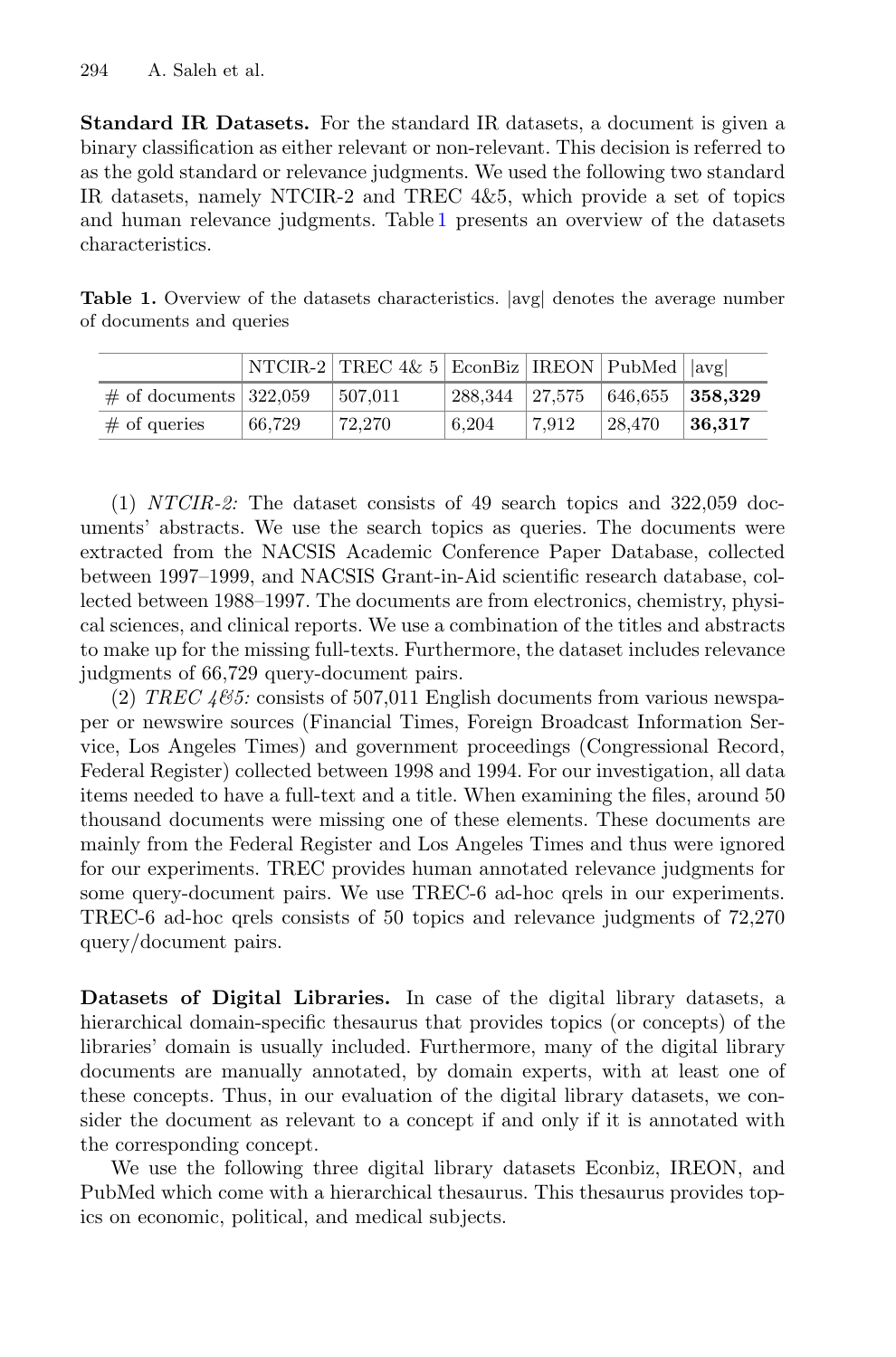**Standard IR Datasets.** For the standard IR datasets, a document is given a binary classification as either relevant or non-relevant. This decision is referred to as the gold standard or relevance judgments. We used the following two standard IR datasets, namely NTCIR-2 and TREC 4&5, which provide a set of topics and human relevance judgments. Table 1 presents an overview of the datasets characteristics.

**Table 1.** Overview of the datasets characteristics. |avg| denotes the average number of documents and queries

| | NTCIR-2 | TREC 4& 5 | EconBiz | IREON | PubMed | \|avg\| |
|---|---|---|---|---|---|---|
| # of documents | 322,059 | 507,011 | 288,344 | 27,575 | 646,655 | **358,329** |
| # of queries | 66,729 | 72,270 | 6,204 | 7,912 | 28,470 | **36,317** |

(1) *NTCIR-2:* The dataset consists of 49 search topics and 322,059 documents' abstracts. We use the search topics as queries. The documents were extracted from the NACSIS Academic Conference Paper Database, collected between 1997–1999, and NACSIS Grant-in-Aid scientific research database, collected between 1988–1997. The documents are from electronics, chemistry, physical sciences, and clinical reports. We use a combination of the titles and abstracts to make up for the missing full-texts. Furthermore, the dataset includes relevance judgments of 66,729 query-document pairs.

(2) *TREC 4&5:* consists of 507,011 English documents from various newspaper or newswire sources (Financial Times, Foreign Broadcast Information Service, Los Angeles Times) and government proceedings (Congressional Record, Federal Register) collected between 1998 and 1994. For our investigation, all data items needed to have a full-text and a title. When examining the files, around 50 thousand documents were missing one of these elements. These documents are mainly from the Federal Register and Los Angeles Times and thus were ignored for our experiments. TREC provides human annotated relevance judgments for some query-document pairs. We use TREC-6 ad-hoc qrels in our experiments. TREC-6 ad-hoc qrels consists of 50 topics and relevance judgments of 72,270 query/document pairs.

**Datasets of Digital Libraries.** In case of the digital library datasets, a hierarchical domain-specific thesaurus that provides topics (or concepts) of the libraries' domain is usually included. Furthermore, many of the digital library documents are manually annotated, by domain experts, with at least one of these concepts. Thus, in our evaluation of the digital library datasets, we consider the document as relevant to a concept if and only if it is annotated with the corresponding concept.

We use the following three digital library datasets Econbiz, IREON, and PubMed which come with a hierarchical thesaurus. This thesaurus provides topics on economic, political, and medical subjects.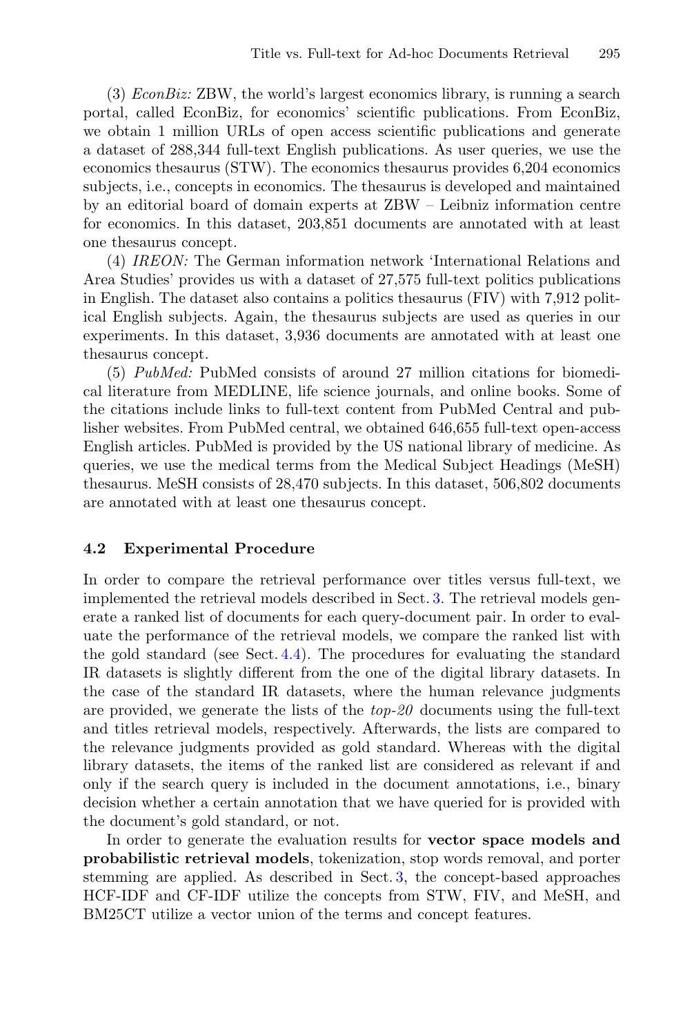(3) *EconBiz:* ZBW, the world's largest economics library, is running a search portal, called EconBiz, for economics' scientific publications. From EconBiz, we obtain 1 million URLs of open access scientific publications and generate a dataset of 288,344 full-text English publications. As user queries, we use the economics thesaurus (STW). The economics thesaurus provides 6,204 economics subjects, i.e., concepts in economics. The thesaurus is developed and maintained by an editorial board of domain experts at ZBW – Leibniz information centre for economics. In this dataset, 203,851 documents are annotated with at least one thesaurus concept.

(4) *IREON:* The German information network 'International Relations and Area Studies' provides us with a dataset of 27,575 full-text politics publications in English. The dataset also contains a politics thesaurus (FIV) with 7,912 political English subjects. Again, the thesaurus subjects are used as queries in our experiments. In this dataset, 3,936 documents are annotated with at least one thesaurus concept.

(5) *PubMed:* PubMed consists of around 27 million citations for biomedical literature from MEDLINE, life science journals, and online books. Some of the citations include links to full-text content from PubMed Central and publisher websites. From PubMed central, we obtained 646,655 full-text open-access English articles. PubMed is provided by the US national library of medicine. As queries, we use the medical terms from the Medical Subject Headings (MeSH) thesaurus. MeSH consists of 28,470 subjects. In this dataset, 506,802 documents are annotated with at least one thesaurus concept.

### 4.2 Experimental Procedure

In order to compare the retrieval performance over titles versus full-text, we implemented the retrieval models described in Sect. 3. The retrieval models generate a ranked list of documents for each query-document pair. In order to evaluate the performance of the retrieval models, we compare the ranked list with the gold standard (see Sect. 4.4). The procedures for evaluating the standard IR datasets is slightly different from the one of the digital library datasets. In the case of the standard IR datasets, where the human relevance judgments are provided, we generate the lists of the *top-20* documents using the full-text and titles retrieval models, respectively. Afterwards, the lists are compared to the relevance judgments provided as gold standard. Whereas with the digital library datasets, the items of the ranked list are considered as relevant if and only if the search query is included in the document annotations, i.e., binary decision whether a certain annotation that we have queried for is provided with the document's gold standard, or not.

In order to generate the evaluation results for **vector space models and probabilistic retrieval models**, tokenization, stop words removal, and porter stemming are applied. As described in Sect. 3, the concept-based approaches HCF-IDF and CF-IDF utilize the concepts from STW, FIV, and MeSH, and BM25CT utilize a vector union of the terms and concept features.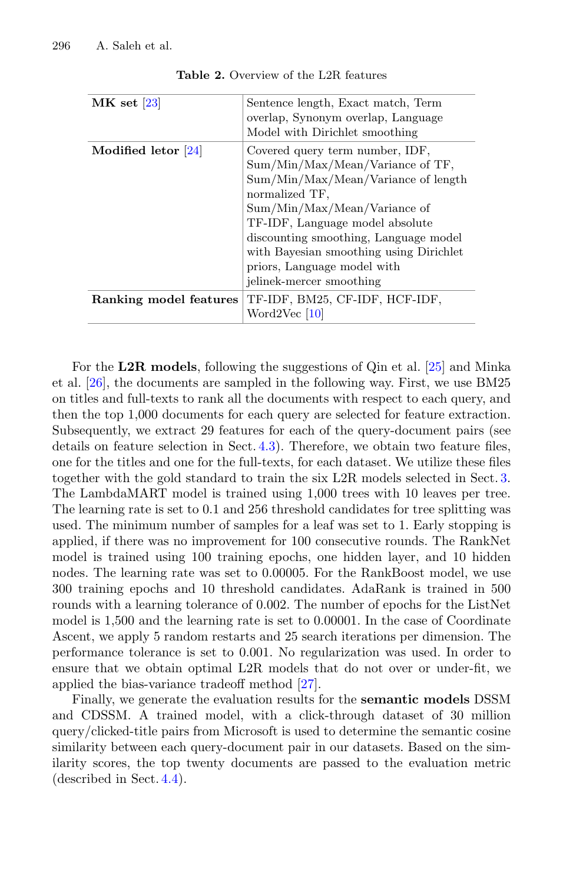**Table 2.** Overview of the L2R features

| | |
|---|---|
| **MK set** [23] | Sentence length, Exact match, Term overlap, Synonym overlap, Language Model with Dirichlet smoothing |
| **Modified letor** [24] | Covered query term number, IDF, Sum/Min/Max/Mean/Variance of TF, Sum/Min/Max/Mean/Variance of length normalized TF, Sum/Min/Max/Mean/Variance of TF-IDF, Language model absolute discounting smoothing, Language model with Bayesian smoothing using Dirichlet priors, Language model with jelinek-mercer smoothing |
| **Ranking model features** | TF-IDF, BM25, CF-IDF, HCF-IDF, Word2Vec [10] |

For the **L2R models**, following the suggestions of Qin et al. [25] and Minka et al. [26], the documents are sampled in the following way. First, we use BM25 on titles and full-texts to rank all the documents with respect to each query, and then the top 1,000 documents for each query are selected for feature extraction. Subsequently, we extract 29 features for each of the query-document pairs (see details on feature selection in Sect. 4.3). Therefore, we obtain two feature files, one for the titles and one for the full-texts, for each dataset. We utilize these files together with the gold standard to train the six L2R models selected in Sect. 3. The LambdaMART model is trained using 1,000 trees with 10 leaves per tree. The learning rate is set to 0.1 and 256 threshold candidates for tree splitting was used. The minimum number of samples for a leaf was set to 1. Early stopping is applied, if there was no improvement for 100 consecutive rounds. The RankNet model is trained using 100 training epochs, one hidden layer, and 10 hidden nodes. The learning rate was set to 0.00005. For the RankBoost model, we use 300 training epochs and 10 threshold candidates. AdaRank is trained in 500 rounds with a learning tolerance of 0.002. The number of epochs for the ListNet model is 1,500 and the learning rate is set to 0.00001. In the case of Coordinate Ascent, we apply 5 random restarts and 25 search iterations per dimension. The performance tolerance is set to 0.001. No regularization was used. In order to ensure that we obtain optimal L2R models that do not over or under-fit, we applied the bias-variance tradeoff method [27].

Finally, we generate the evaluation results for the **semantic models** DSSM and CDSSM. A trained model, with a click-through dataset of 30 million query/clicked-title pairs from Microsoft is used to determine the semantic cosine similarity between each query-document pair in our datasets. Based on the similarity scores, the top twenty documents are passed to the evaluation metric (described in Sect. 4.4).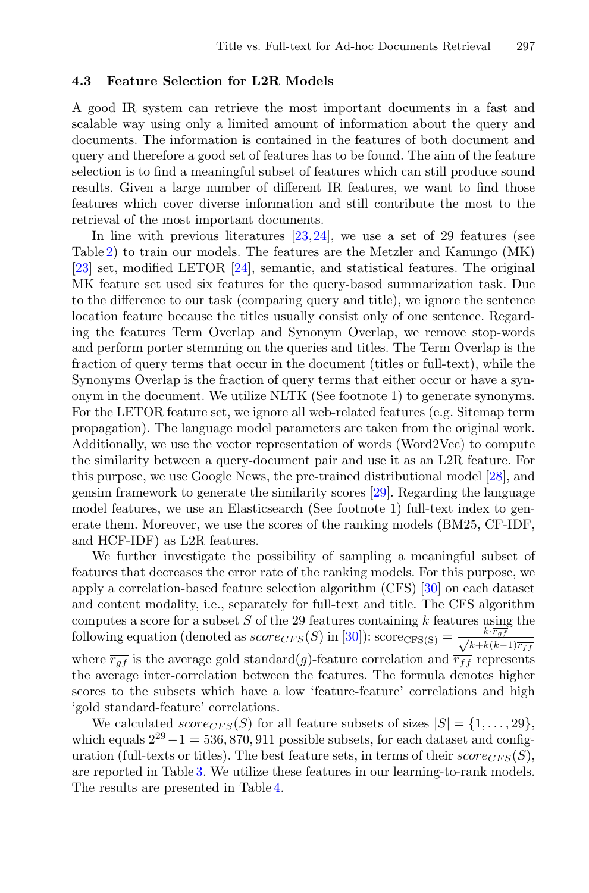### 4.3 Feature Selection for L2R Models

A good IR system can retrieve the most important documents in a fast and scalable way using only a limited amount of information about the query and documents. The information is contained in the features of both document and query and therefore a good set of features has to be found. The aim of the feature selection is to find a meaningful subset of features which can still produce sound results. Given a large number of different IR features, we want to find those features which cover diverse information and still contribute the most to the retrieval of the most important documents.

In line with previous literatures [23,24], we use a set of 29 features (see Table 2) to train our models. The features are the Metzler and Kanungo (MK) [23] set, modified LETOR [24], semantic, and statistical features. The original MK feature set used six features for the query-based summarization task. Due to the difference to our task (comparing query and title), we ignore the sentence location feature because the titles usually consist only of one sentence. Regarding the features Term Overlap and Synonym Overlap, we remove stop-words and perform porter stemming on the queries and titles. The Term Overlap is the fraction of query terms that occur in the document (titles or full-text), while the Synonyms Overlap is the fraction of query terms that either occur or have a synonym in the document. We utilize NLTK (See footnote 1) to generate synonyms. For the LETOR feature set, we ignore all web-related features (e.g. Sitemap term propagation). The language model parameters are taken from the original work. Additionally, we use the vector representation of words (Word2Vec) to compute the similarity between a query-document pair and use it as an L2R feature. For this purpose, we use Google News, the pre-trained distributional model [28], and gensim framework to generate the similarity scores [29]. Regarding the language model features, we use an Elasticsearch (See footnote 1) full-text index to generate them. Moreover, we use the scores of the ranking models (BM25, CF-IDF, and HCF-IDF) as L2R features.

We further investigate the possibility of sampling a meaningful subset of features that decreases the error rate of the ranking models. For this purpose, we apply a correlation-based feature selection algorithm (CFS) [30] on each dataset and content modality, i.e., separately for full-text and title. The CFS algorithm computes a score for a subset $S$ of the 29 features containing $k$ features using the following equation (denoted as $score_{CFS}(S)$ in [30]): $\text{score}_{\text{CFS(S)}} = \frac{k \cdot \overline{r_{gf}}}{\sqrt{k+k(k-1)\overline{r_{ff}}}}$ where $\overline{r_{gf}}$ is the average gold standard($g$)-feature correlation and $\overline{r_{ff}}$ represents the average inter-correlation between the features. The formula denotes higher scores to the subsets which have a low 'feature-feature' correlations and high 'gold standard-feature' correlations.

We calculated $score_{CFS}(S)$ for all feature subsets of sizes $|S| = \{1, \ldots, 29\}$, which equals $2^{29} - 1 = 536,870,911$ possible subsets, for each dataset and configuration (full-texts or titles). The best feature sets, in terms of their $score_{CFS}(S)$, are reported in Table 3. We utilize these features in our learning-to-rank models. The results are presented in Table 4.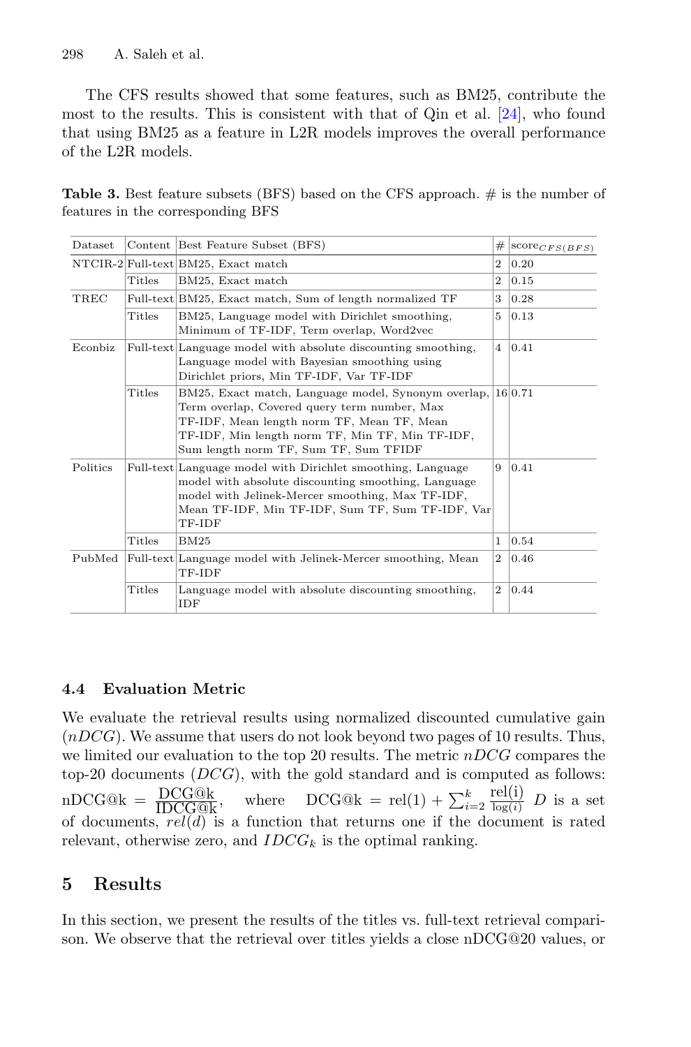The CFS results showed that some features, such as BM25, contribute the most to the results. This is consistent with that of Qin et al. [24], who found that using BM25 as a feature in L2R models improves the overall performance of the L2R models.

**Table 3.** Best feature subsets (BFS) based on the CFS approach. # is the number of features in the corresponding BFS

| Dataset | Content | Best Feature Subset (BFS) | # | $\text{score}_{CFS(BFS)}$ |
|---|---|---|---|---|
| NTCIR-2 | Full-text | BM25, Exact match | 2 | 0.20 |
| | Titles | BM25, Exact match | 2 | 0.15 |
| TREC | Full-text | BM25, Exact match, Sum of length normalized TF | 3 | 0.28 |
| | Titles | BM25, Language model with Dirichlet smoothing, Minimum of TF-IDF, Term overlap, Word2vec | 5 | 0.13 |
| Econbiz | Full-text | Language model with absolute discounting smoothing, Language model with Bayesian smoothing using Dirichlet priors, Min TF-IDF, Var TF-IDF | 4 | 0.41 |
| | Titles | BM25, Exact match, Language model, Synonym overlap, Term overlap, Covered query term number, Max TF-IDF, Mean length norm TF, Mean TF, Mean TF-IDF, Min length norm TF, Min TF, Min TF-IDF, Sum length norm TF, Sum TF, Sum TFIDF | 16 | 0.71 |
| Politics | Full-text | Language model with Dirichlet smoothing, Language model with absolute discounting smoothing, Language model with Jelinek-Mercer smoothing, Max TF-IDF, Mean TF-IDF, Min TF-IDF, Sum TF, Sum TF-IDF, Var TF-IDF | 9 | 0.41 |
| | Titles | BM25 | 1 | 0.54 |
| PubMed | Full-text | Language model with Jelinek-Mercer smoothing, Mean TF-IDF | 2 | 0.46 |
| | Titles | Language model with absolute discounting smoothing, IDF | 2 | 0.44 |

### 4.4 Evaluation Metric

We evaluate the retrieval results using normalized discounted cumulative gain ($nDCG$). We assume that users do not look beyond two pages of 10 results. Thus, we limited our evaluation to the top 20 results. The metric $nDCG$ compares the top-20 documents ($DCG$), with the gold standard and is computed as follows: $\text{nDCG@k} = \frac{\text{DCG@k}}{\text{IDCG@k}}$, where $\text{DCG@k} = \text{rel}(1) + \sum_{i=2}^{k} \frac{\text{rel(i)}}{\log(i)}$ $D$ is a set of documents, $rel(d)$ is a function that returns one if the document is rated relevant, otherwise zero, and $IDCG_k$ is the optimal ranking.

## 5 Results

In this section, we present the results of the titles vs. full-text retrieval comparison. We observe that the retrieval over titles yields a close nDCG@20 values, or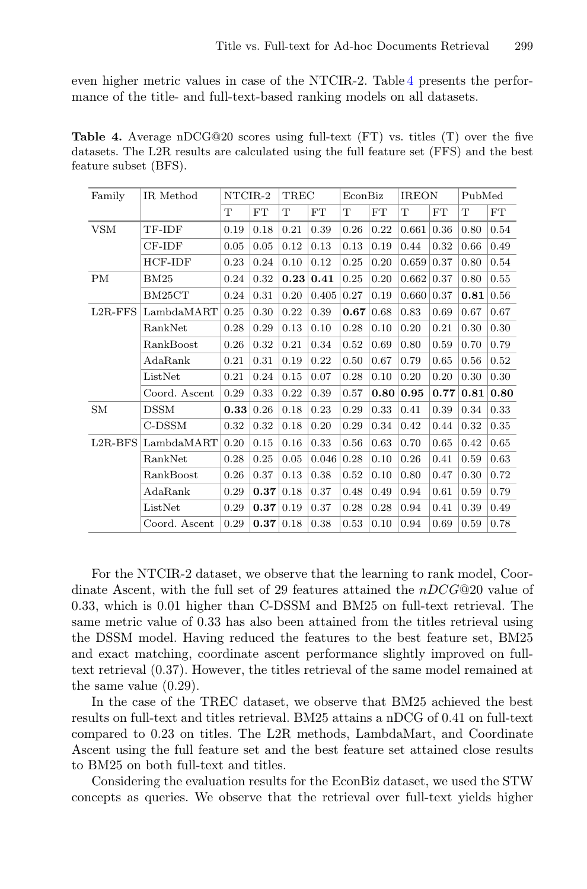even higher metric values in case of the NTCIR-2. Table 4 presents the performance of the title- and full-text-based ranking models on all datasets.

**Table 4.** Average nDCG@20 scores using full-text (FT) vs. titles (T) over the five datasets. The L2R results are calculated using the full feature set (FFS) and the best feature subset (BFS).

| Family | IR Method | NTCIR-2 | | TREC | | EconBiz | | IREON | | PubMed | |
|---|---|---|---|---|---|---|---|---|---|---|---|
| | | T | FT | T | FT | T | FT | T | FT | T | FT |
| VSM | TF-IDF | 0.19 | 0.18 | 0.21 | 0.39 | 0.26 | 0.22 | 0.661 | 0.36 | 0.80 | 0.54 |
| | CF-IDF | 0.05 | 0.05 | 0.12 | 0.13 | 0.13 | 0.19 | 0.44 | 0.32 | 0.66 | 0.49 |
| | HCF-IDF | 0.23 | 0.24 | 0.10 | 0.12 | 0.25 | 0.20 | 0.659 | 0.37 | 0.80 | 0.54 |
| PM | BM25 | 0.24 | 0.32 | **0.23** | **0.41** | 0.25 | 0.20 | 0.662 | 0.37 | 0.80 | 0.55 |
| | BM25CT | 0.24 | 0.31 | 0.20 | 0.405 | 0.27 | 0.19 | 0.660 | 0.37 | **0.81** | 0.56 |
| L2R-FFS | LambdaMART | 0.25 | 0.30 | 0.22 | 0.39 | **0.67** | 0.68 | 0.83 | 0.69 | 0.67 | 0.67 |
| | RankNet | 0.28 | 0.29 | 0.13 | 0.10 | 0.28 | 0.10 | 0.20 | 0.21 | 0.30 | 0.30 |
| | RankBoost | 0.26 | 0.32 | 0.21 | 0.34 | 0.52 | 0.69 | 0.80 | 0.59 | 0.70 | 0.79 |
| | AdaRank | 0.21 | 0.31 | 0.19 | 0.22 | 0.50 | 0.67 | 0.79 | 0.65 | 0.56 | 0.52 |
| | ListNet | 0.21 | 0.24 | 0.15 | 0.07 | 0.28 | 0.10 | 0.20 | 0.20 | 0.30 | 0.30 |
| | Coord. Ascent | 0.29 | 0.33 | 0.22 | 0.39 | 0.57 | **0.80** | **0.95** | **0.77** | **0.81** | **0.80** |
| SM | DSSM | **0.33** | 0.26 | 0.18 | 0.23 | 0.29 | 0.33 | 0.41 | 0.39 | 0.34 | 0.33 |
| | C-DSSM | 0.32 | 0.32 | 0.18 | 0.20 | 0.29 | 0.34 | 0.42 | 0.44 | 0.32 | 0.35 |
| L2R-BFS | LambdaMART | 0.20 | 0.15 | 0.16 | 0.33 | 0.56 | 0.63 | 0.70 | 0.65 | 0.42 | 0.65 |
| | RankNet | 0.28 | 0.25 | 0.05 | 0.046 | 0.28 | 0.10 | 0.26 | 0.41 | 0.59 | 0.63 |
| | RankBoost | 0.26 | 0.37 | 0.13 | 0.38 | 0.52 | 0.10 | 0.80 | 0.47 | 0.30 | 0.72 |
| | AdaRank | 0.29 | **0.37** | 0.18 | 0.37 | 0.48 | 0.49 | 0.94 | 0.61 | 0.59 | 0.79 |
| | ListNet | 0.29 | **0.37** | 0.19 | 0.37 | 0.28 | 0.28 | 0.94 | 0.41 | 0.39 | 0.49 |
| | Coord. Ascent | 0.29 | **0.37** | 0.18 | 0.38 | 0.53 | 0.10 | 0.94 | 0.69 | 0.59 | 0.78 |

For the NTCIR-2 dataset, we observe that the learning to rank model, Coordinate Ascent, with the full set of 29 features attained the *nDCG*@20 value of 0.33, which is 0.01 higher than C-DSSM and BM25 on full-text retrieval. The same metric value of 0.33 has also been attained from the titles retrieval using the DSSM model. Having reduced the features to the best feature set, BM25 and exact matching, coordinate ascent performance slightly improved on full-text retrieval (0.37). However, the titles retrieval of the same model remained at the same value (0.29).

In the case of the TREC dataset, we observe that BM25 achieved the best results on full-text and titles retrieval. BM25 attains a nDCG of 0.41 on full-text compared to 0.23 on titles. The L2R methods, LambdaMart, and Coordinate Ascent using the full feature set and the best feature set attained close results to BM25 on both full-text and titles.

Considering the evaluation results for the EconBiz dataset, we used the STW concepts as queries. We observe that the retrieval over full-text yields higher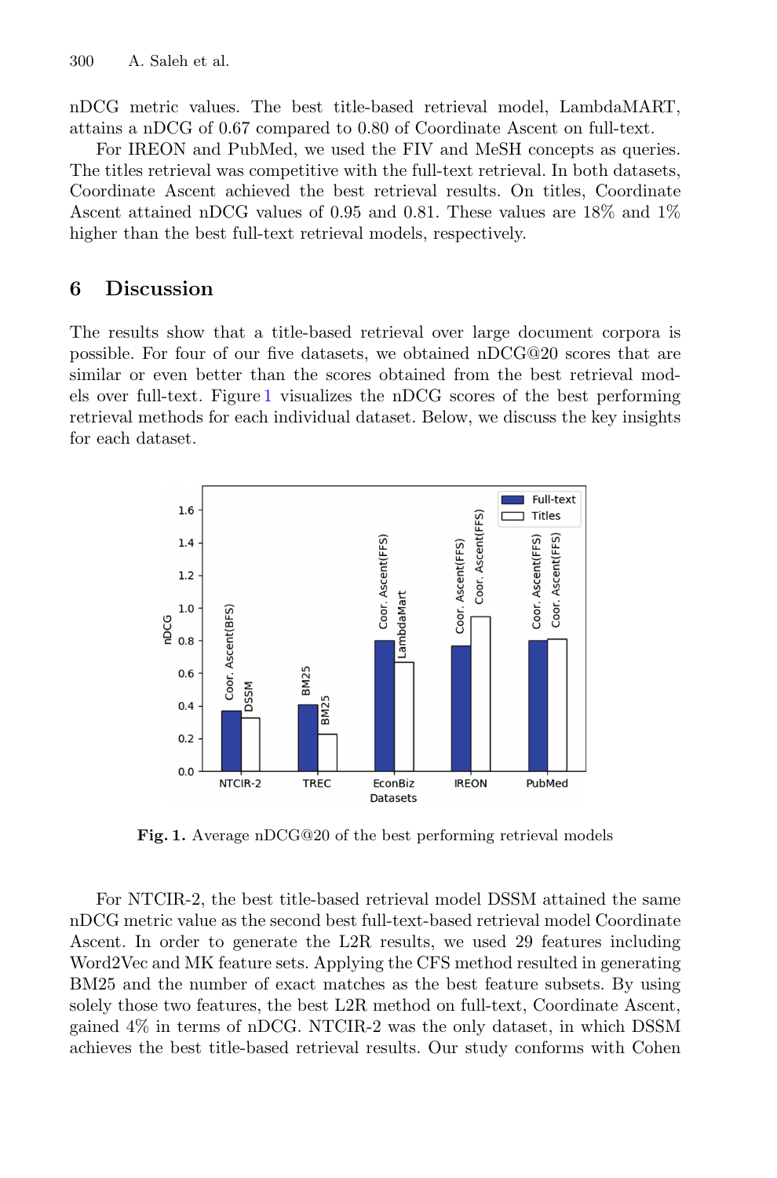nDCG metric values. The best title-based retrieval model, LambdaMART, attains a nDCG of 0.67 compared to 0.80 of Coordinate Ascent on full-text.

For IREON and PubMed, we used the FIV and MeSH concepts as queries. The titles retrieval was competitive with the full-text retrieval. In both datasets, Coordinate Ascent achieved the best retrieval results. On titles, Coordinate Ascent attained nDCG values of 0.95 and 0.81. These values are 18% and 1% higher than the best full-text retrieval models, respectively.

## 6 Discussion

The results show that a title-based retrieval over large document corpora is possible. For four of our five datasets, we obtained nDCG@20 scores that are similar or even better than the scores obtained from the best retrieval models over full-text. Figure 1 visualizes the nDCG scores of the best performing retrieval methods for each individual dataset. Below, we discuss the key insights for each dataset.

**Fig. 1.** Average nDCG@20 of the best performing retrieval models

For NTCIR-2, the best title-based retrieval model DSSM attained the same nDCG metric value as the second best full-text-based retrieval model Coordinate Ascent. In order to generate the L2R results, we used 29 features including Word2Vec and MK feature sets. Applying the CFS method resulted in generating BM25 and the number of exact matches as the best feature subsets. By using solely those two features, the best L2R method on full-text, Coordinate Ascent, gained 4% in terms of nDCG. NTCIR-2 was the only dataset, in which DSSM achieves the best title-based retrieval results. Our study conforms with Cohen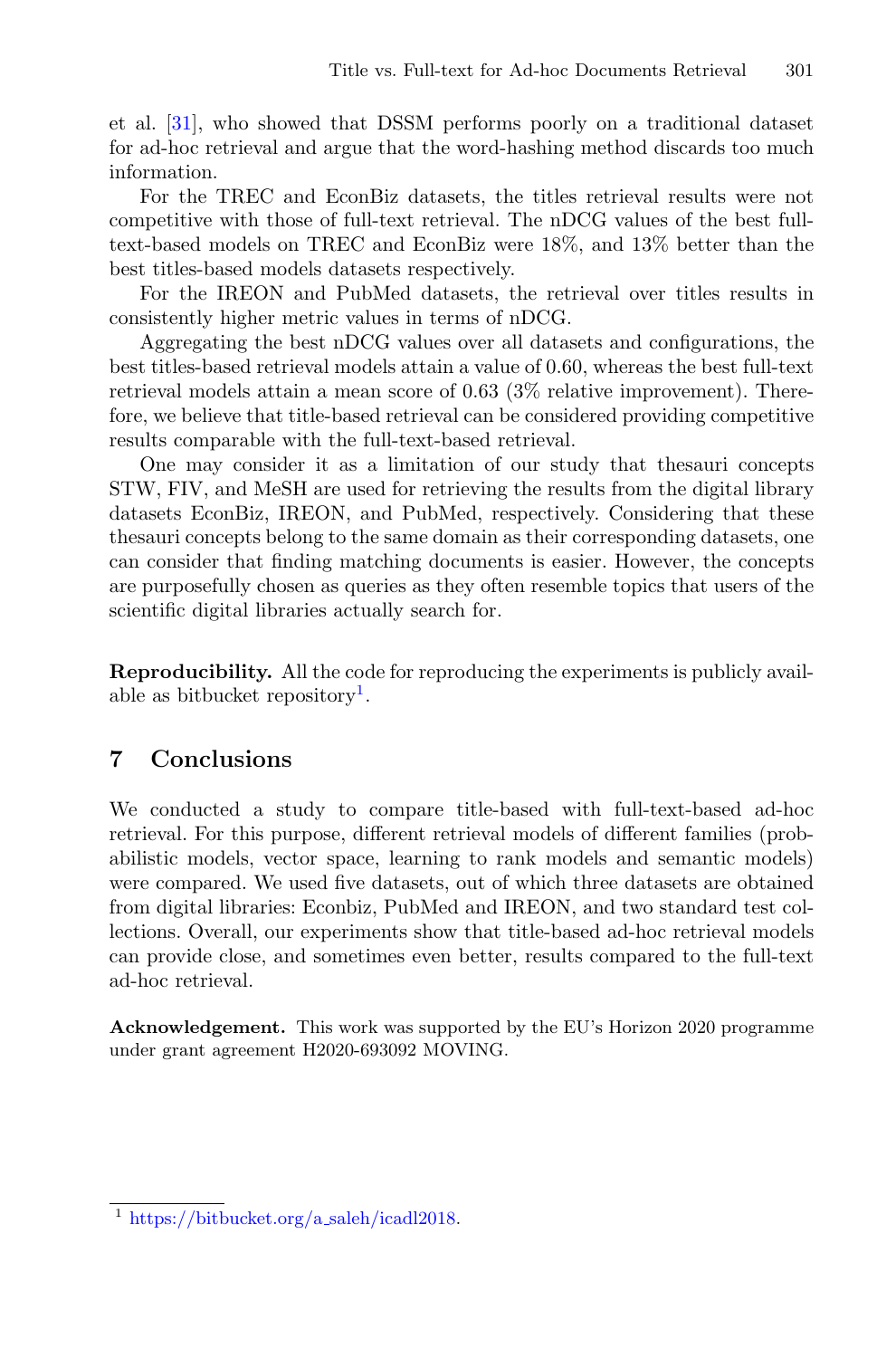et al. [31], who showed that DSSM performs poorly on a traditional dataset for ad-hoc retrieval and argue that the word-hashing method discards too much information.

For the TREC and EconBiz datasets, the titles retrieval results were not competitive with those of full-text retrieval. The nDCG values of the best full-text-based models on TREC and EconBiz were 18%, and 13% better than the best titles-based models datasets respectively.

For the IREON and PubMed datasets, the retrieval over titles results in consistently higher metric values in terms of nDCG.

Aggregating the best nDCG values over all datasets and configurations, the best titles-based retrieval models attain a value of 0.60, whereas the best full-text retrieval models attain a mean score of 0.63 (3% relative improvement). Therefore, we believe that title-based retrieval can be considered providing competitive results comparable with the full-text-based retrieval.

One may consider it as a limitation of our study that thesauri concepts STW, FIV, and MeSH are used for retrieving the results from the digital library datasets EconBiz, IREON, and PubMed, respectively. Considering that these thesauri concepts belong to the same domain as their corresponding datasets, one can consider that finding matching documents is easier. However, the concepts are purposefully chosen as queries as they often resemble topics that users of the scientific digital libraries actually search for.

**Reproducibility.** All the code for reproducing the experiments is publicly available as bitbucket repository[1].

## 7 Conclusions

We conducted a study to compare title-based with full-text-based ad-hoc retrieval. For this purpose, different retrieval models of different families (probabilistic models, vector space, learning to rank models and semantic models) were compared. We used five datasets, out of which three datasets are obtained from digital libraries: Econbiz, PubMed and IREON, and two standard test collections. Overall, our experiments show that title-based ad-hoc retrieval models can provide close, and sometimes even better, results compared to the full-text ad-hoc retrieval.

**Acknowledgement.** This work was supported by the EU's Horizon 2020 programme under grant agreement H2020-693092 MOVING.

[1] https://bitbucket.org/a_saleh/icadl2018.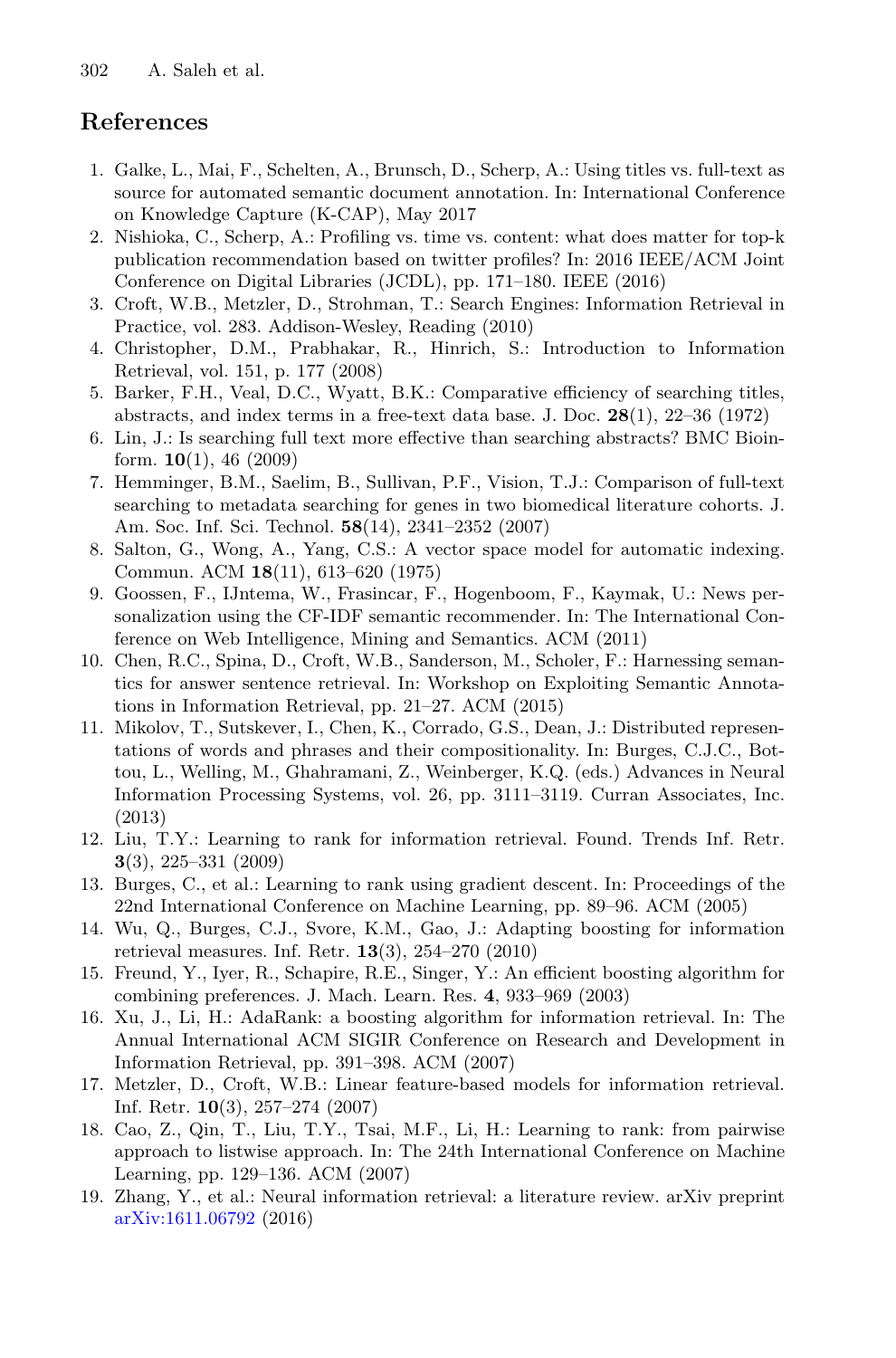## References

1. Galke, L., Mai, F., Schelten, A., Brunsch, D., Scherp, A.: Using titles vs. full-text as source for automated semantic document annotation. In: International Conference on Knowledge Capture (K-CAP), May 2017
2. Nishioka, C., Scherp, A.: Profiling vs. time vs. content: what does matter for top-k publication recommendation based on twitter profiles? In: 2016 IEEE/ACM Joint Conference on Digital Libraries (JCDL), pp. 171–180. IEEE (2016)
3. Croft, W.B., Metzler, D., Strohman, T.: Search Engines: Information Retrieval in Practice, vol. 283. Addison-Wesley, Reading (2010)
4. Christopher, D.M., Prabhakar, R., Hinrich, S.: Introduction to Information Retrieval, vol. 151, p. 177 (2008)
5. Barker, F.H., Veal, D.C., Wyatt, B.K.: Comparative efficiency of searching titles, abstracts, and index terms in a free-text data base. J. Doc. **28**(1), 22–36 (1972)
6. Lin, J.: Is searching full text more effective than searching abstracts? BMC Bioinform. **10**(1), 46 (2009)
7. Hemminger, B.M., Saelim, B., Sullivan, P.F., Vision, T.J.: Comparison of full-text searching to metadata searching for genes in two biomedical literature cohorts. J. Am. Soc. Inf. Sci. Technol. **58**(14), 2341–2352 (2007)
8. Salton, G., Wong, A., Yang, C.S.: A vector space model for automatic indexing. Commun. ACM **18**(11), 613–620 (1975)
9. Goossen, F., IJntema, W., Frasincar, F., Hogenboom, F., Kaymak, U.: News personalization using the CF-IDF semantic recommender. In: The International Conference on Web Intelligence, Mining and Semantics. ACM (2011)
10. Chen, R.C., Spina, D., Croft, W.B., Sanderson, M., Scholer, F.: Harnessing semantics for answer sentence retrieval. In: Workshop on Exploiting Semantic Annotations in Information Retrieval, pp. 21–27. ACM (2015)
11. Mikolov, T., Sutskever, I., Chen, K., Corrado, G.S., Dean, J.: Distributed representations of words and phrases and their compositionality. In: Burges, C.J.C., Bottou, L., Welling, M., Ghahramani, Z., Weinberger, K.Q. (eds.) Advances in Neural Information Processing Systems, vol. 26, pp. 3111–3119. Curran Associates, Inc. (2013)
12. Liu, T.Y.: Learning to rank for information retrieval. Found. Trends Inf. Retr. **3**(3), 225–331 (2009)
13. Burges, C., et al.: Learning to rank using gradient descent. In: Proceedings of the 22nd International Conference on Machine Learning, pp. 89–96. ACM (2005)
14. Wu, Q., Burges, C.J., Svore, K.M., Gao, J.: Adapting boosting for information retrieval measures. Inf. Retr. **13**(3), 254–270 (2010)
15. Freund, Y., Iyer, R., Schapire, R.E., Singer, Y.: An efficient boosting algorithm for combining preferences. J. Mach. Learn. Res. **4**, 933–969 (2003)
16. Xu, J., Li, H.: AdaRank: a boosting algorithm for information retrieval. In: The Annual International ACM SIGIR Conference on Research and Development in Information Retrieval, pp. 391–398. ACM (2007)
17. Metzler, D., Croft, W.B.: Linear feature-based models for information retrieval. Inf. Retr. **10**(3), 257–274 (2007)
18. Cao, Z., Qin, T., Liu, T.Y., Tsai, M.F., Li, H.: Learning to rank: from pairwise approach to listwise approach. In: The 24th International Conference on Machine Learning, pp. 129–136. ACM (2007)
19. Zhang, Y., et al.: Neural information retrieval: a literature review. arXiv preprint arXiv:1611.06792 (2016)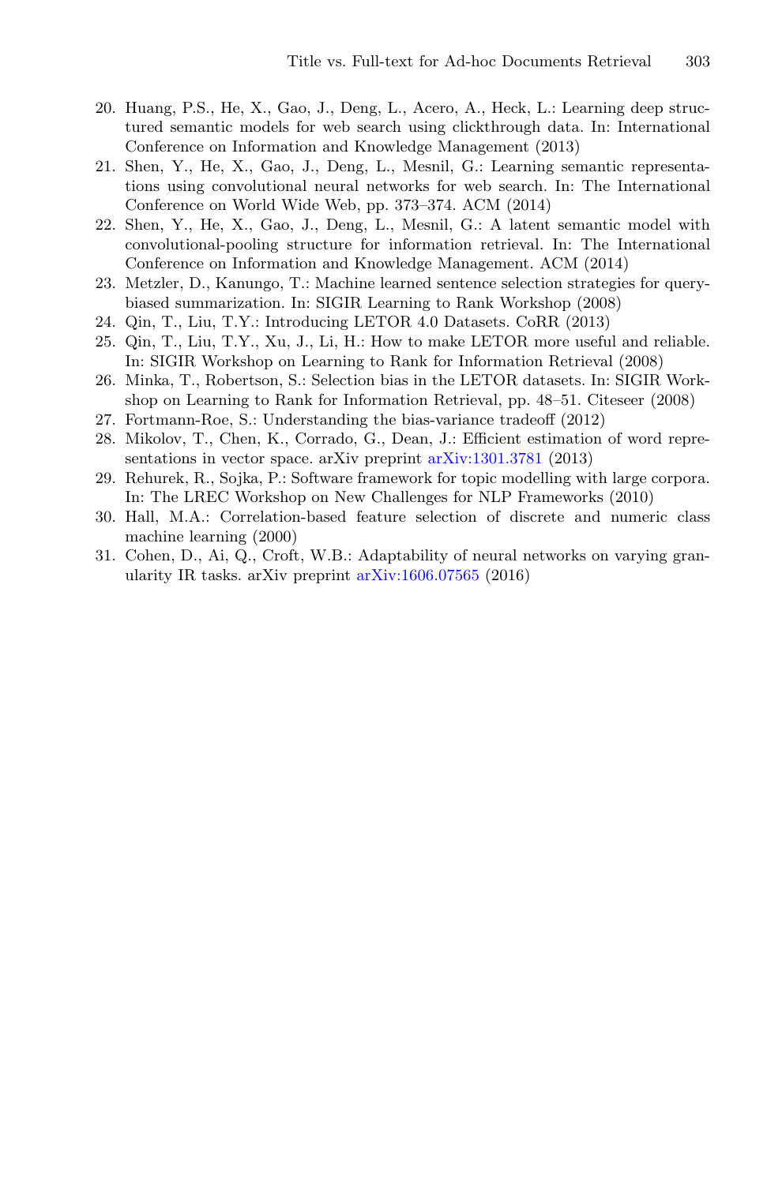20. Huang, P.S., He, X., Gao, J., Deng, L., Acero, A., Heck, L.: Learning deep structured semantic models for web search using clickthrough data. In: International Conference on Information and Knowledge Management (2013)
21. Shen, Y., He, X., Gao, J., Deng, L., Mesnil, G.: Learning semantic representations using convolutional neural networks for web search. In: The International Conference on World Wide Web, pp. 373–374. ACM (2014)
22. Shen, Y., He, X., Gao, J., Deng, L., Mesnil, G.: A latent semantic model with convolutional-pooling structure for information retrieval. In: The International Conference on Information and Knowledge Management. ACM (2014)
23. Metzler, D., Kanungo, T.: Machine learned sentence selection strategies for query-biased summarization. In: SIGIR Learning to Rank Workshop (2008)
24. Qin, T., Liu, T.Y.: Introducing LETOR 4.0 Datasets. CoRR (2013)
25. Qin, T., Liu, T.Y., Xu, J., Li, H.: How to make LETOR more useful and reliable. In: SIGIR Workshop on Learning to Rank for Information Retrieval (2008)
26. Minka, T., Robertson, S.: Selection bias in the LETOR datasets. In: SIGIR Workshop on Learning to Rank for Information Retrieval, pp. 48–51. Citeseer (2008)
27. Fortmann-Roe, S.: Understanding the bias-variance tradeoff (2012)
28. Mikolov, T., Chen, K., Corrado, G., Dean, J.: Efficient estimation of word representations in vector space. arXiv preprint arXiv:1301.3781 (2013)
29. Rehurek, R., Sojka, P.: Software framework for topic modelling with large corpora. In: The LREC Workshop on New Challenges for NLP Frameworks (2010)
30. Hall, M.A.: Correlation-based feature selection of discrete and numeric class machine learning (2000)
31. Cohen, D., Ai, Q., Croft, W.B.: Adaptability of neural networks on varying granularity IR tasks. arXiv preprint arXiv:1606.07565 (2016)